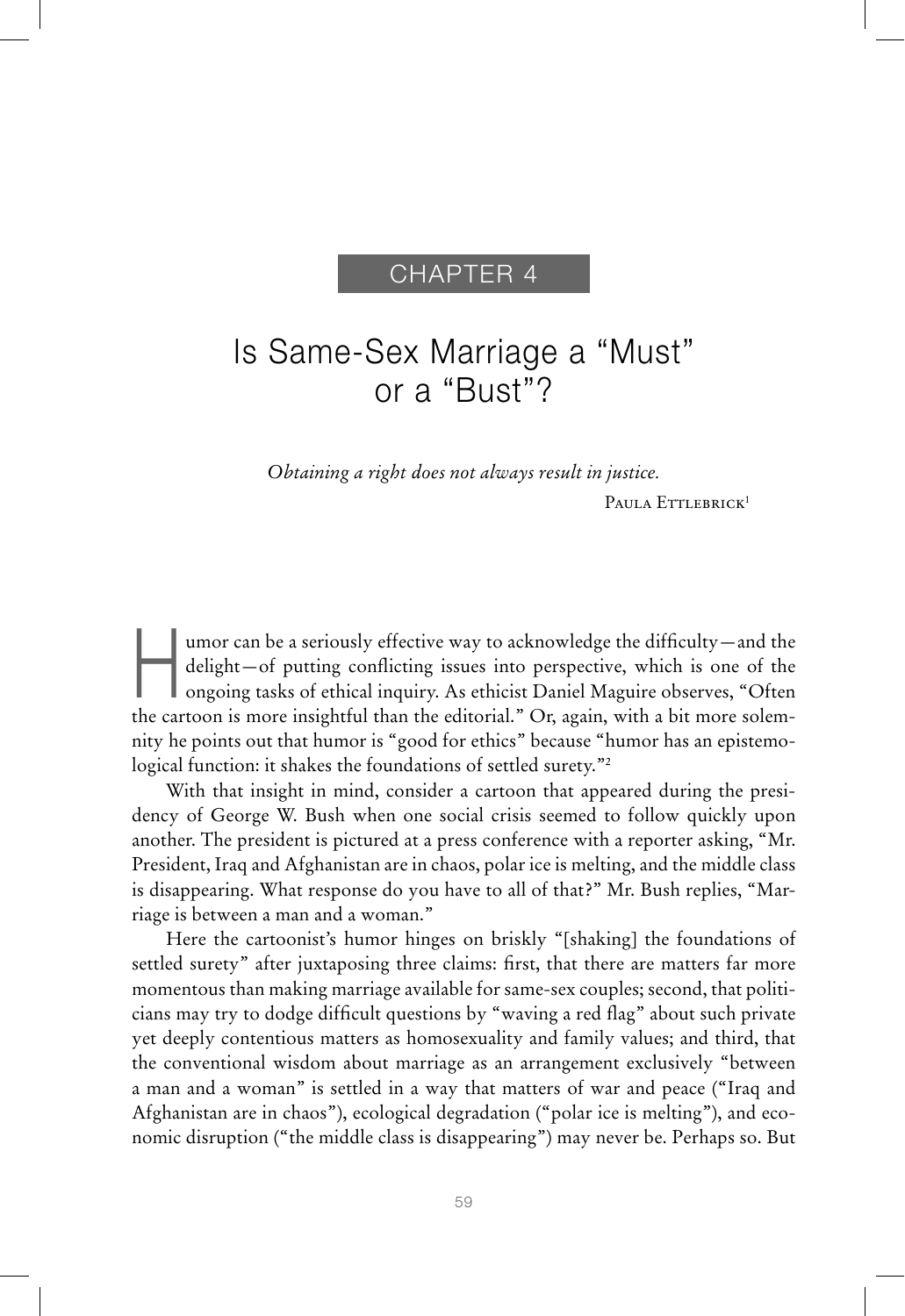CHAPTER 4

# Is Same-Sex Marriage a "Must" or a "Bust"?

*Obtaining a right does not always result in justice.*

PAULA ETTLEBRICK[1]

Humor can be a seriously effective way to acknowledge the difficulty—and the delight—of putting conflicting issues into perspective, which is one of the ongoing tasks of ethical inquiry. As ethicist Daniel Maguire observes, "Often the cartoon is more insightful than the editorial." Or, again, with a bit more solemnity he points out that humor is "good for ethics" because "humor has an epistemological function: it shakes the foundations of settled surety."[2]

With that insight in mind, consider a cartoon that appeared during the presidency of George W. Bush when one social crisis seemed to follow quickly upon another. The president is pictured at a press conference with a reporter asking, "Mr. President, Iraq and Afghanistan are in chaos, polar ice is melting, and the middle class is disappearing. What response do you have to all of that?" Mr. Bush replies, "Marriage is between a man and a woman."

Here the cartoonist's humor hinges on briskly "[shaking] the foundations of settled surety" after juxtaposing three claims: first, that there are matters far more momentous than making marriage available for same-sex couples; second, that politicians may try to dodge difficult questions by "waving a red flag" about such private yet deeply contentious matters as homosexuality and family values; and third, that the conventional wisdom about marriage as an arrangement exclusively "between a man and a woman" is settled in a way that matters of war and peace ("Iraq and Afghanistan are in chaos"), ecological degradation ("polar ice is melting"), and economic disruption ("the middle class is disappearing") may never be. Perhaps so. But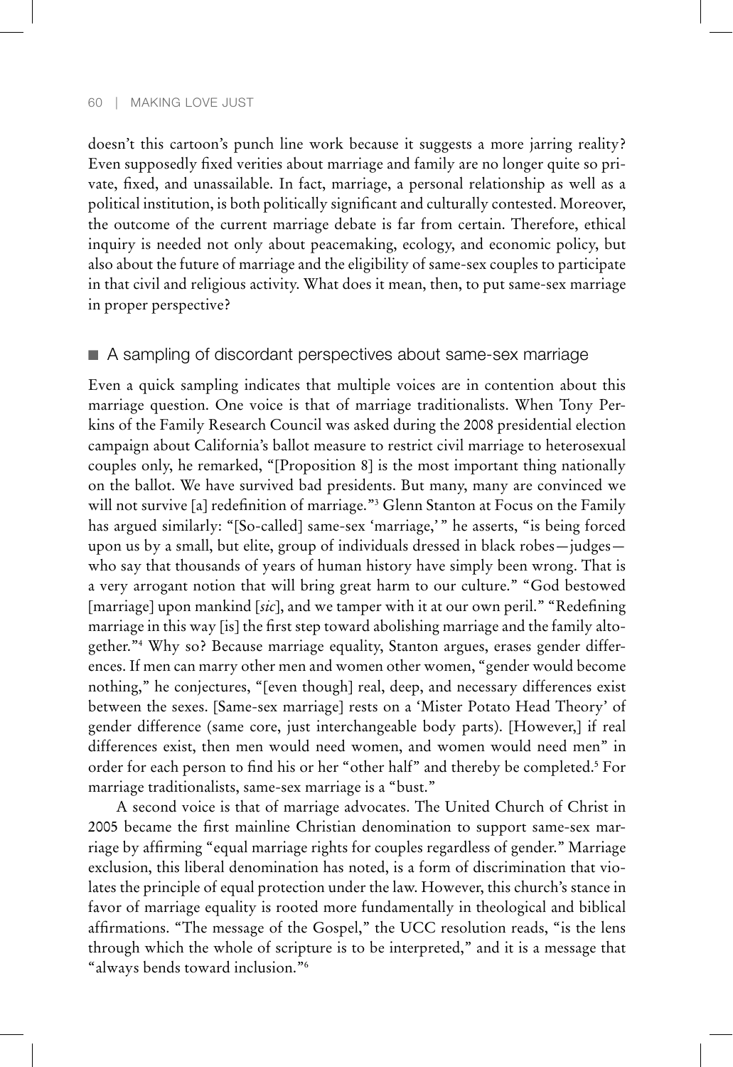doesn't this cartoon's punch line work because it suggests a more jarring reality? Even supposedly fixed verities about marriage and family are no longer quite so private, fixed, and unassailable. In fact, marriage, a personal relationship as well as a political institution, is both politically significant and culturally contested. Moreover, the outcome of the current marriage debate is far from certain. Therefore, ethical inquiry is needed not only about peacemaking, ecology, and economic policy, but also about the future of marriage and the eligibility of same-sex couples to participate in that civil and religious activity. What does it mean, then, to put same-sex marriage in proper perspective?

## ■ A sampling of discordant perspectives about same-sex marriage

Even a quick sampling indicates that multiple voices are in contention about this marriage question. One voice is that of marriage traditionalists. When Tony Perkins of the Family Research Council was asked during the 2008 presidential election campaign about California's ballot measure to restrict civil marriage to heterosexual couples only, he remarked, "[Proposition 8] is the most important thing nationally on the ballot. We have survived bad presidents. But many, many are convinced we will not survive [a] redefinition of marriage."[3] Glenn Stanton at Focus on the Family has argued similarly: "[So-called] same-sex 'marriage,'" he asserts, "is being forced upon us by a small, but elite, group of individuals dressed in black robes—judges—who say that thousands of years of human history have simply been wrong. That is a very arrogant notion that will bring great harm to our culture." "God bestowed [marriage] upon mankind [*sic*], and we tamper with it at our own peril." "Redefining marriage in this way [is] the first step toward abolishing marriage and the family altogether."[4] Why so? Because marriage equality, Stanton argues, erases gender differences. If men can marry other men and women other women, "gender would become nothing," he conjectures, "[even though] real, deep, and necessary differences exist between the sexes. [Same-sex marriage] rests on a 'Mister Potato Head Theory' of gender difference (same core, just interchangeable body parts). [However,] if real differences exist, then men would need women, and women would need men" in order for each person to find his or her "other half" and thereby be completed.[5] For marriage traditionalists, same-sex marriage is a "bust."

A second voice is that of marriage advocates. The United Church of Christ in 2005 became the first mainline Christian denomination to support same-sex marriage by affirming "equal marriage rights for couples regardless of gender." Marriage exclusion, this liberal denomination has noted, is a form of discrimination that violates the principle of equal protection under the law. However, this church's stance in favor of marriage equality is rooted more fundamentally in theological and biblical affirmations. "The message of the Gospel," the UCC resolution reads, "is the lens through which the whole of scripture is to be interpreted," and it is a message that "always bends toward inclusion."[6]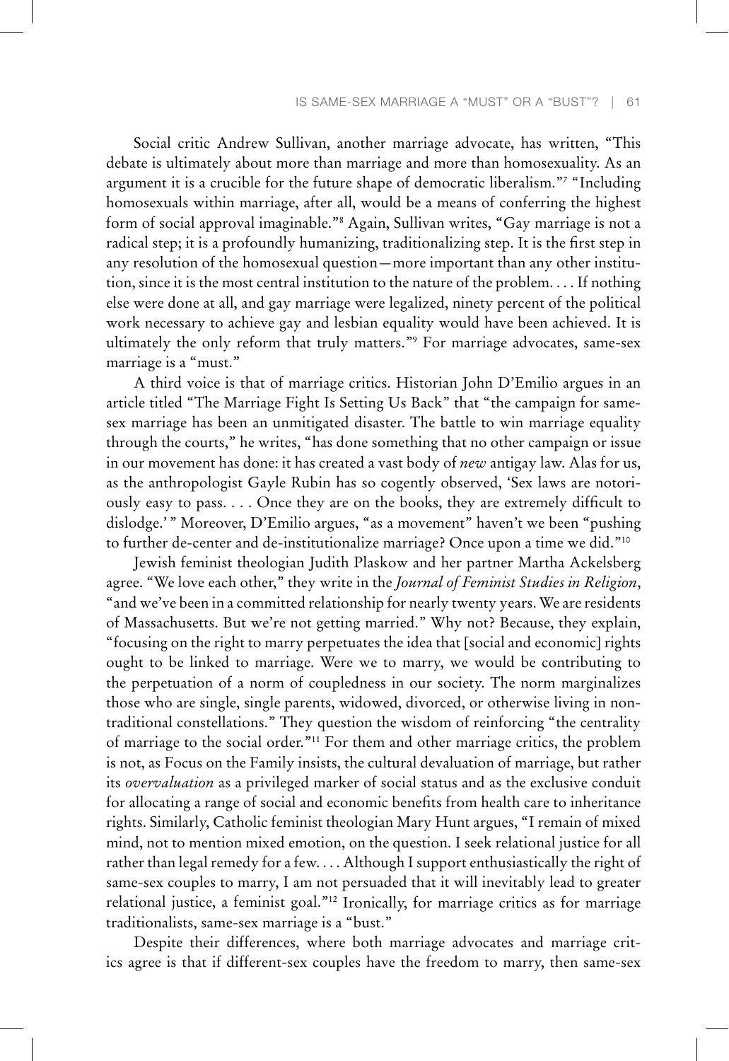Social critic Andrew Sullivan, another marriage advocate, has written, "This debate is ultimately about more than marriage and more than homosexuality. As an argument it is a crucible for the future shape of democratic liberalism."[7] "Including homosexuals within marriage, after all, would be a means of conferring the highest form of social approval imaginable."[8] Again, Sullivan writes, "Gay marriage is not a radical step; it is a profoundly humanizing, traditionalizing step. It is the first step in any resolution of the homosexual question—more important than any other institution, since it is the most central institution to the nature of the problem. . . . If nothing else were done at all, and gay marriage were legalized, ninety percent of the political work necessary to achieve gay and lesbian equality would have been achieved. It is ultimately the only reform that truly matters."[9] For marriage advocates, same-sex marriage is a "must."

A third voice is that of marriage critics. Historian John D'Emilio argues in an article titled "The Marriage Fight Is Setting Us Back" that "the campaign for same-sex marriage has been an unmitigated disaster. The battle to win marriage equality through the courts," he writes, "has done something that no other campaign or issue in our movement has done: it has created a vast body of *new* antigay law. Alas for us, as the anthropologist Gayle Rubin has so cogently observed, 'Sex laws are notoriously easy to pass. . . . Once they are on the books, they are extremely difficult to dislodge.' " Moreover, D'Emilio argues, "as a movement" haven't we been "pushing to further de-center and de-institutionalize marriage? Once upon a time we did."[10]

Jewish feminist theologian Judith Plaskow and her partner Martha Ackelsberg agree. "We love each other," they write in the *Journal of Feminist Studies in Religion*, "and we've been in a committed relationship for nearly twenty years. We are residents of Massachusetts. But we're not getting married." Why not? Because, they explain, "focusing on the right to marry perpetuates the idea that [social and economic] rights ought to be linked to marriage. Were we to marry, we would be contributing to the perpetuation of a norm of coupledness in our society. The norm marginalizes those who are single, single parents, widowed, divorced, or otherwise living in nontraditional constellations." They question the wisdom of reinforcing "the centrality of marriage to the social order."[11] For them and other marriage critics, the problem is not, as Focus on the Family insists, the cultural devaluation of marriage, but rather its *overvaluation* as a privileged marker of social status and as the exclusive conduit for allocating a range of social and economic benefits from health care to inheritance rights. Similarly, Catholic feminist theologian Mary Hunt argues, "I remain of mixed mind, not to mention mixed emotion, on the question. I seek relational justice for all rather than legal remedy for a few. . . . Although I support enthusiastically the right of same-sex couples to marry, I am not persuaded that it will inevitably lead to greater relational justice, a feminist goal."[12] Ironically, for marriage critics as for marriage traditionalists, same-sex marriage is a "bust."

Despite their differences, where both marriage advocates and marriage critics agree is that if different-sex couples have the freedom to marry, then same-sex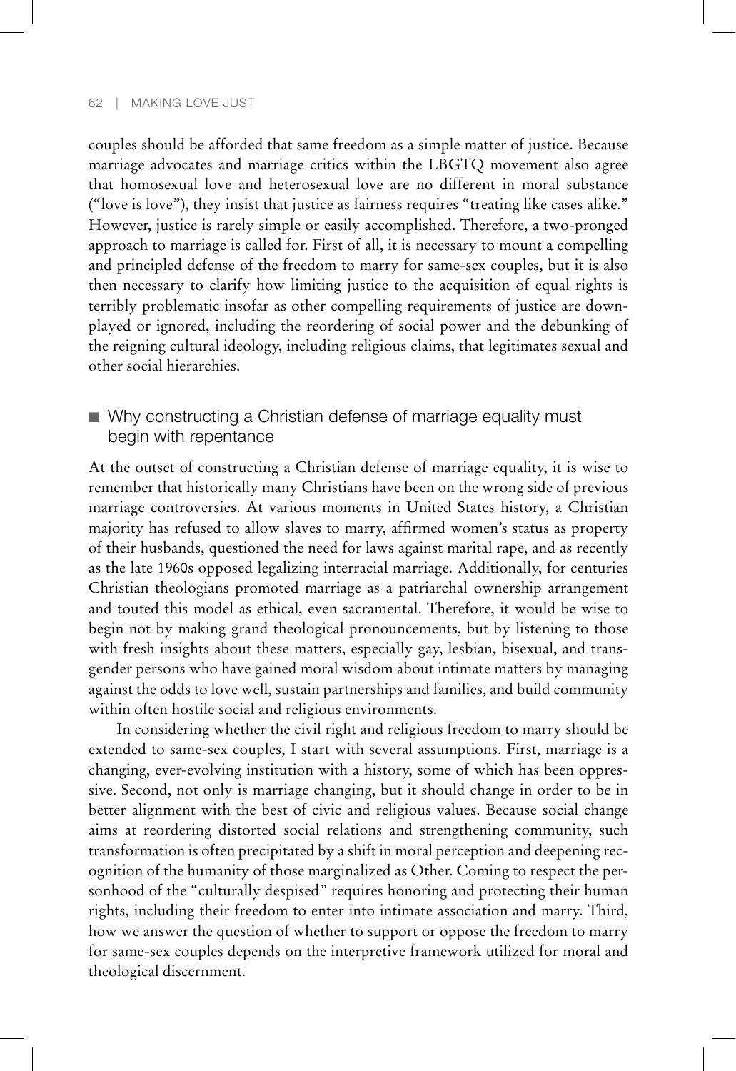couples should be afforded that same freedom as a simple matter of justice. Because marriage advocates and marriage critics within the LBGTQ movement also agree that homosexual love and heterosexual love are no different in moral substance ("love is love"), they insist that justice as fairness requires "treating like cases alike." However, justice is rarely simple or easily accomplished. Therefore, a two-pronged approach to marriage is called for. First of all, it is necessary to mount a compelling and principled defense of the freedom to marry for same-sex couples, but it is also then necessary to clarify how limiting justice to the acquisition of equal rights is terribly problematic insofar as other compelling requirements of justice are downplayed or ignored, including the reordering of social power and the debunking of the reigning cultural ideology, including religious claims, that legitimates sexual and other social hierarchies.

## Why constructing a Christian defense of marriage equality must begin with repentance

At the outset of constructing a Christian defense of marriage equality, it is wise to remember that historically many Christians have been on the wrong side of previous marriage controversies. At various moments in United States history, a Christian majority has refused to allow slaves to marry, affirmed women's status as property of their husbands, questioned the need for laws against marital rape, and as recently as the late 1960s opposed legalizing interracial marriage. Additionally, for centuries Christian theologians promoted marriage as a patriarchal ownership arrangement and touted this model as ethical, even sacramental. Therefore, it would be wise to begin not by making grand theological pronouncements, but by listening to those with fresh insights about these matters, especially gay, lesbian, bisexual, and transgender persons who have gained moral wisdom about intimate matters by managing against the odds to love well, sustain partnerships and families, and build community within often hostile social and religious environments.

In considering whether the civil right and religious freedom to marry should be extended to same-sex couples, I start with several assumptions. First, marriage is a changing, ever-evolving institution with a history, some of which has been oppressive. Second, not only is marriage changing, but it should change in order to be in better alignment with the best of civic and religious values. Because social change aims at reordering distorted social relations and strengthening community, such transformation is often precipitated by a shift in moral perception and deepening recognition of the humanity of those marginalized as Other. Coming to respect the personhood of the "culturally despised" requires honoring and protecting their human rights, including their freedom to enter into intimate association and marry. Third, how we answer the question of whether to support or oppose the freedom to marry for same-sex couples depends on the interpretive framework utilized for moral and theological discernment.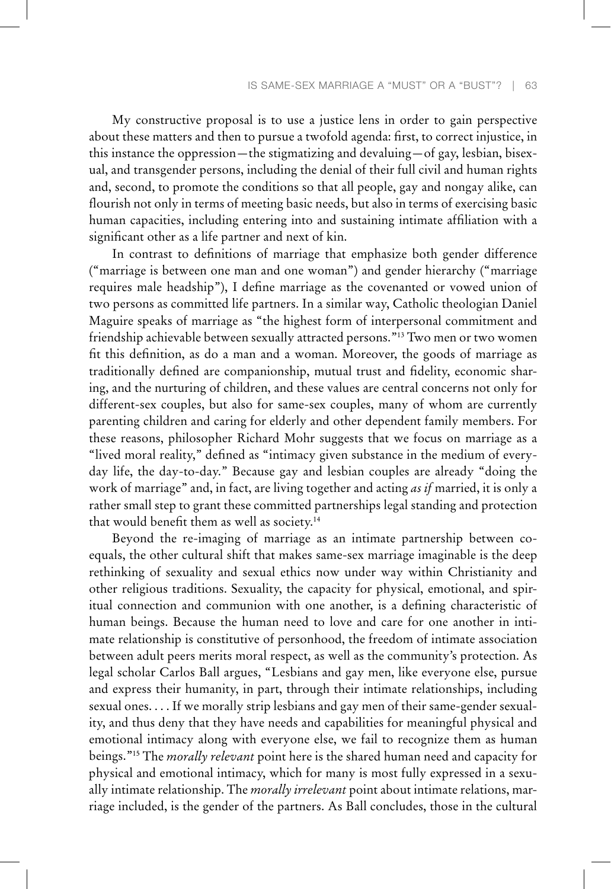My constructive proposal is to use a justice lens in order to gain perspective about these matters and then to pursue a twofold agenda: first, to correct injustice, in this instance the oppression—the stigmatizing and devaluing—of gay, lesbian, bisexual, and transgender persons, including the denial of their full civil and human rights and, second, to promote the conditions so that all people, gay and nongay alike, can flourish not only in terms of meeting basic needs, but also in terms of exercising basic human capacities, including entering into and sustaining intimate affiliation with a significant other as a life partner and next of kin.

In contrast to definitions of marriage that emphasize both gender difference ("marriage is between one man and one woman") and gender hierarchy ("marriage requires male headship"), I define marriage as the covenanted or vowed union of two persons as committed life partners. In a similar way, Catholic theologian Daniel Maguire speaks of marriage as "the highest form of interpersonal commitment and friendship achievable between sexually attracted persons."[13] Two men or two women fit this definition, as do a man and a woman. Moreover, the goods of marriage as traditionally defined are companionship, mutual trust and fidelity, economic sharing, and the nurturing of children, and these values are central concerns not only for different-sex couples, but also for same-sex couples, many of whom are currently parenting children and caring for elderly and other dependent family members. For these reasons, philosopher Richard Mohr suggests that we focus on marriage as a "lived moral reality," defined as "intimacy given substance in the medium of everyday life, the day-to-day." Because gay and lesbian couples are already "doing the work of marriage" and, in fact, are living together and acting *as if* married, it is only a rather small step to grant these committed partnerships legal standing and protection that would benefit them as well as society.[14]

Beyond the re-imaging of marriage as an intimate partnership between coequals, the other cultural shift that makes same-sex marriage imaginable is the deep rethinking of sexuality and sexual ethics now under way within Christianity and other religious traditions. Sexuality, the capacity for physical, emotional, and spiritual connection and communion with one another, is a defining characteristic of human beings. Because the human need to love and care for one another in intimate relationship is constitutive of personhood, the freedom of intimate association between adult peers merits moral respect, as well as the community's protection. As legal scholar Carlos Ball argues, "Lesbians and gay men, like everyone else, pursue and express their humanity, in part, through their intimate relationships, including sexual ones. . . . If we morally strip lesbians and gay men of their same-gender sexuality, and thus deny that they have needs and capabilities for meaningful physical and emotional intimacy along with everyone else, we fail to recognize them as human beings."[15] The *morally relevant* point here is the shared human need and capacity for physical and emotional intimacy, which for many is most fully expressed in a sexually intimate relationship. The *morally irrelevant* point about intimate relations, marriage included, is the gender of the partners. As Ball concludes, those in the cultural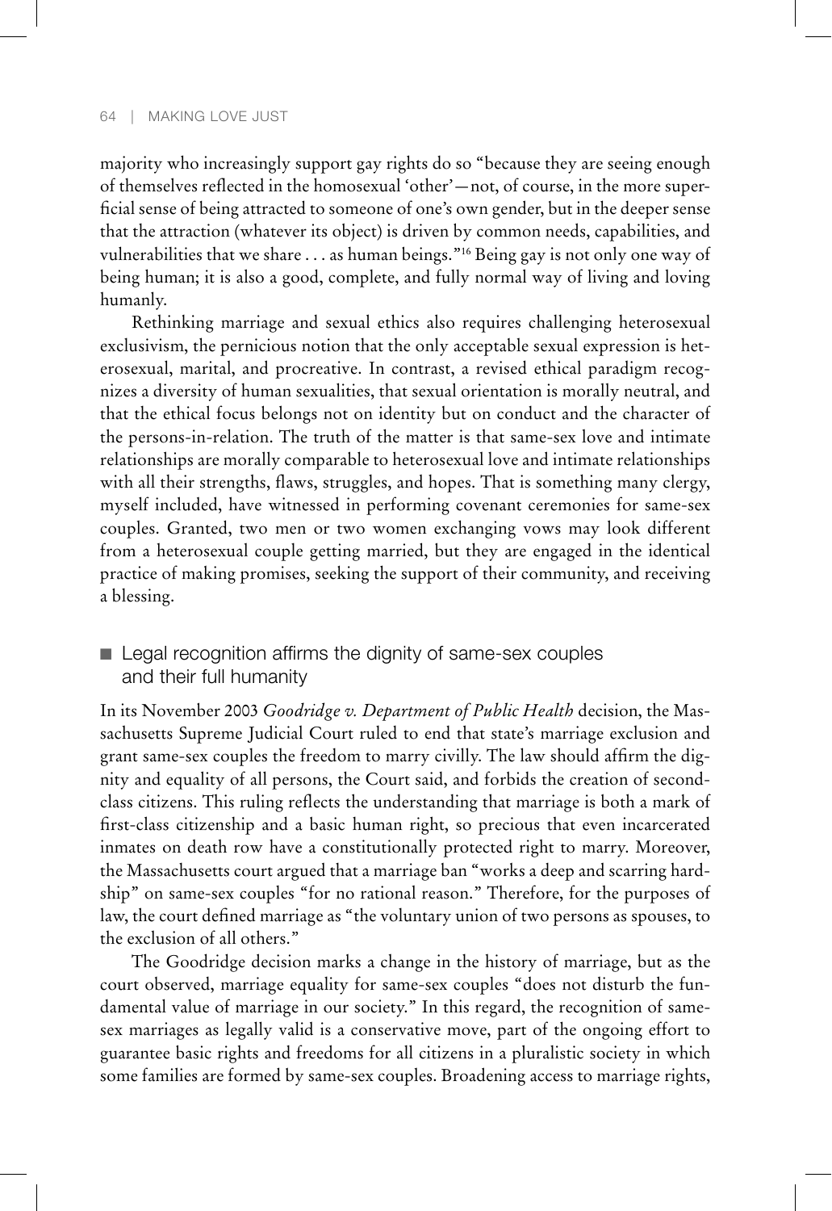majority who increasingly support gay rights do so "because they are seeing enough of themselves reflected in the homosexual 'other'—not, of course, in the more superficial sense of being attracted to someone of one's own gender, but in the deeper sense that the attraction (whatever its object) is driven by common needs, capabilities, and vulnerabilities that we share . . . as human beings."[16] Being gay is not only one way of being human; it is also a good, complete, and fully normal way of living and loving humanly.

Rethinking marriage and sexual ethics also requires challenging heterosexual exclusivism, the pernicious notion that the only acceptable sexual expression is heterosexual, marital, and procreative. In contrast, a revised ethical paradigm recognizes a diversity of human sexualities, that sexual orientation is morally neutral, and that the ethical focus belongs not on identity but on conduct and the character of the persons-in-relation. The truth of the matter is that same-sex love and intimate relationships are morally comparable to heterosexual love and intimate relationships with all their strengths, flaws, struggles, and hopes. That is something many clergy, myself included, have witnessed in performing covenant ceremonies for same-sex couples. Granted, two men or two women exchanging vows may look different from a heterosexual couple getting married, but they are engaged in the identical practice of making promises, seeking the support of their community, and receiving a blessing.

## Legal recognition affirms the dignity of same-sex couples and their full humanity

In its November 2003 *Goodridge v. Department of Public Health* decision, the Massachusetts Supreme Judicial Court ruled to end that state's marriage exclusion and grant same-sex couples the freedom to marry civilly. The law should affirm the dignity and equality of all persons, the Court said, and forbids the creation of second-class citizens. This ruling reflects the understanding that marriage is both a mark of first-class citizenship and a basic human right, so precious that even incarcerated inmates on death row have a constitutionally protected right to marry. Moreover, the Massachusetts court argued that a marriage ban "works a deep and scarring hardship" on same-sex couples "for no rational reason." Therefore, for the purposes of law, the court defined marriage as "the voluntary union of two persons as spouses, to the exclusion of all others."

The Goodridge decision marks a change in the history of marriage, but as the court observed, marriage equality for same-sex couples "does not disturb the fundamental value of marriage in our society." In this regard, the recognition of same-sex marriages as legally valid is a conservative move, part of the ongoing effort to guarantee basic rights and freedoms for all citizens in a pluralistic society in which some families are formed by same-sex couples. Broadening access to marriage rights,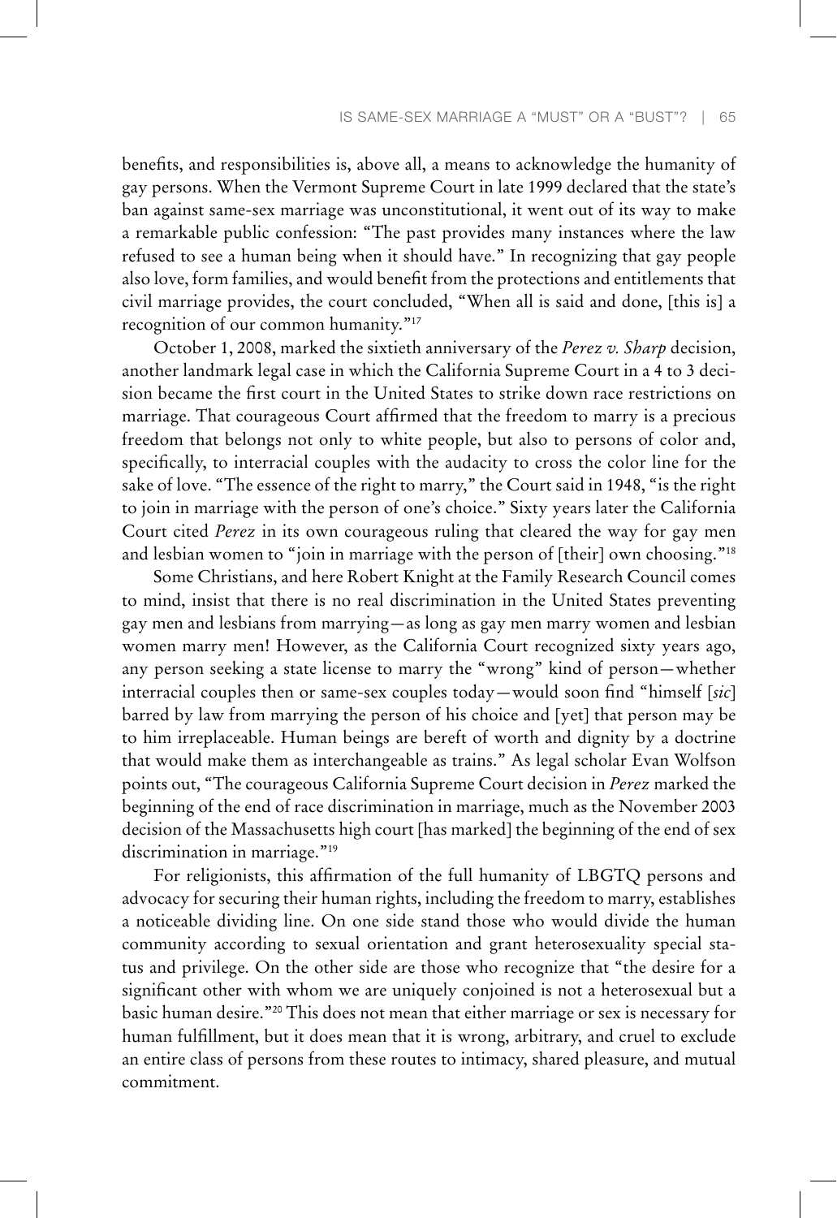benefits, and responsibilities is, above all, a means to acknowledge the humanity of gay persons. When the Vermont Supreme Court in late 1999 declared that the state's ban against same-sex marriage was unconstitutional, it went out of its way to make a remarkable public confession: "The past provides many instances where the law refused to see a human being when it should have." In recognizing that gay people also love, form families, and would benefit from the protections and entitlements that civil marriage provides, the court concluded, "When all is said and done, [this is] a recognition of our common humanity."[17]

October 1, 2008, marked the sixtieth anniversary of the *Perez v. Sharp* decision, another landmark legal case in which the California Supreme Court in a 4 to 3 decision became the first court in the United States to strike down race restrictions on marriage. That courageous Court affirmed that the freedom to marry is a precious freedom that belongs not only to white people, but also to persons of color and, specifically, to interracial couples with the audacity to cross the color line for the sake of love. "The essence of the right to marry," the Court said in 1948, "is the right to join in marriage with the person of one's choice." Sixty years later the California Court cited *Perez* in its own courageous ruling that cleared the way for gay men and lesbian women to "join in marriage with the person of [their] own choosing."[18]

Some Christians, and here Robert Knight at the Family Research Council comes to mind, insist that there is no real discrimination in the United States preventing gay men and lesbians from marrying—as long as gay men marry women and lesbian women marry men! However, as the California Court recognized sixty years ago, any person seeking a state license to marry the "wrong" kind of person—whether interracial couples then or same-sex couples today—would soon find "himself [*sic*] barred by law from marrying the person of his choice and [yet] that person may be to him irreplaceable. Human beings are bereft of worth and dignity by a doctrine that would make them as interchangeable as trains." As legal scholar Evan Wolfson points out, "The courageous California Supreme Court decision in *Perez* marked the beginning of the end of race discrimination in marriage, much as the November 2003 decision of the Massachusetts high court [has marked] the beginning of the end of sex discrimination in marriage."[19]

For religionists, this affirmation of the full humanity of LBGTQ persons and advocacy for securing their human rights, including the freedom to marry, establishes a noticeable dividing line. On one side stand those who would divide the human community according to sexual orientation and grant heterosexuality special status and privilege. On the other side are those who recognize that "the desire for a significant other with whom we are uniquely conjoined is not a heterosexual but a basic human desire."[20] This does not mean that either marriage or sex is necessary for human fulfillment, but it does mean that it is wrong, arbitrary, and cruel to exclude an entire class of persons from these routes to intimacy, shared pleasure, and mutual commitment.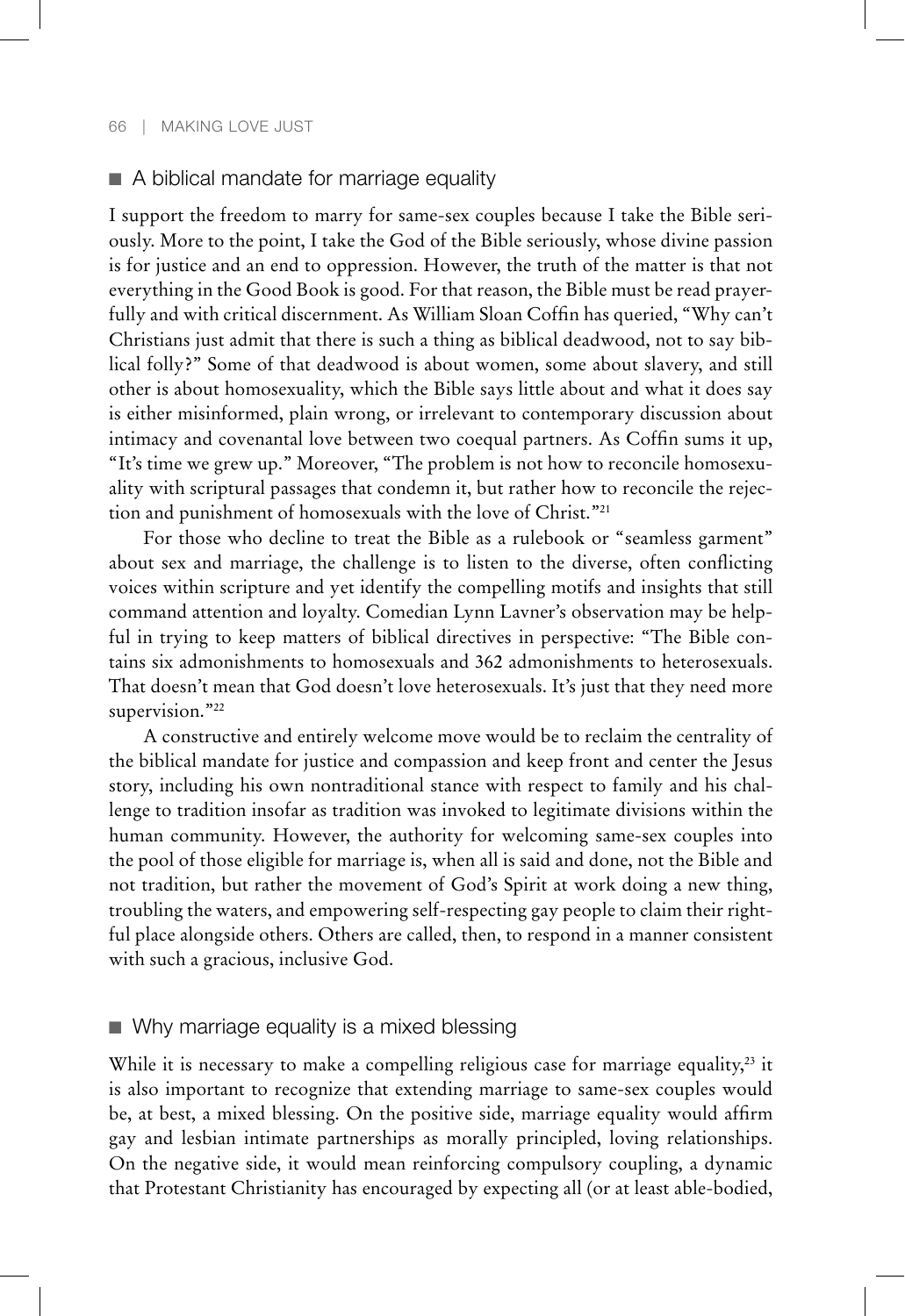## A biblical mandate for marriage equality

I support the freedom to marry for same-sex couples because I take the Bible seriously. More to the point, I take the God of the Bible seriously, whose divine passion is for justice and an end to oppression. However, the truth of the matter is that not everything in the Good Book is good. For that reason, the Bible must be read prayerfully and with critical discernment. As William Sloan Coffin has queried, "Why can't Christians just admit that there is such a thing as biblical deadwood, not to say biblical folly?" Some of that deadwood is about women, some about slavery, and still other is about homosexuality, which the Bible says little about and what it does say is either misinformed, plain wrong, or irrelevant to contemporary discussion about intimacy and covenantal love between two coequal partners. As Coffin sums it up, "It's time we grew up." Moreover, "The problem is not how to reconcile homosexuality with scriptural passages that condemn it, but rather how to reconcile the rejection and punishment of homosexuals with the love of Christ."[21]

For those who decline to treat the Bible as a rulebook or "seamless garment" about sex and marriage, the challenge is to listen to the diverse, often conflicting voices within scripture and yet identify the compelling motifs and insights that still command attention and loyalty. Comedian Lynn Lavner's observation may be helpful in trying to keep matters of biblical directives in perspective: "The Bible contains six admonishments to homosexuals and 362 admonishments to heterosexuals. That doesn't mean that God doesn't love heterosexuals. It's just that they need more supervision."[22]

A constructive and entirely welcome move would be to reclaim the centrality of the biblical mandate for justice and compassion and keep front and center the Jesus story, including his own nontraditional stance with respect to family and his challenge to tradition insofar as tradition was invoked to legitimate divisions within the human community. However, the authority for welcoming same-sex couples into the pool of those eligible for marriage is, when all is said and done, not the Bible and not tradition, but rather the movement of God's Spirit at work doing a new thing, troubling the waters, and empowering self-respecting gay people to claim their rightful place alongside others. Others are called, then, to respond in a manner consistent with such a gracious, inclusive God.

## Why marriage equality is a mixed blessing

While it is necessary to make a compelling religious case for marriage equality,[23] it is also important to recognize that extending marriage to same-sex couples would be, at best, a mixed blessing. On the positive side, marriage equality would affirm gay and lesbian intimate partnerships as morally principled, loving relationships. On the negative side, it would mean reinforcing compulsory coupling, a dynamic that Protestant Christianity has encouraged by expecting all (or at least able-bodied,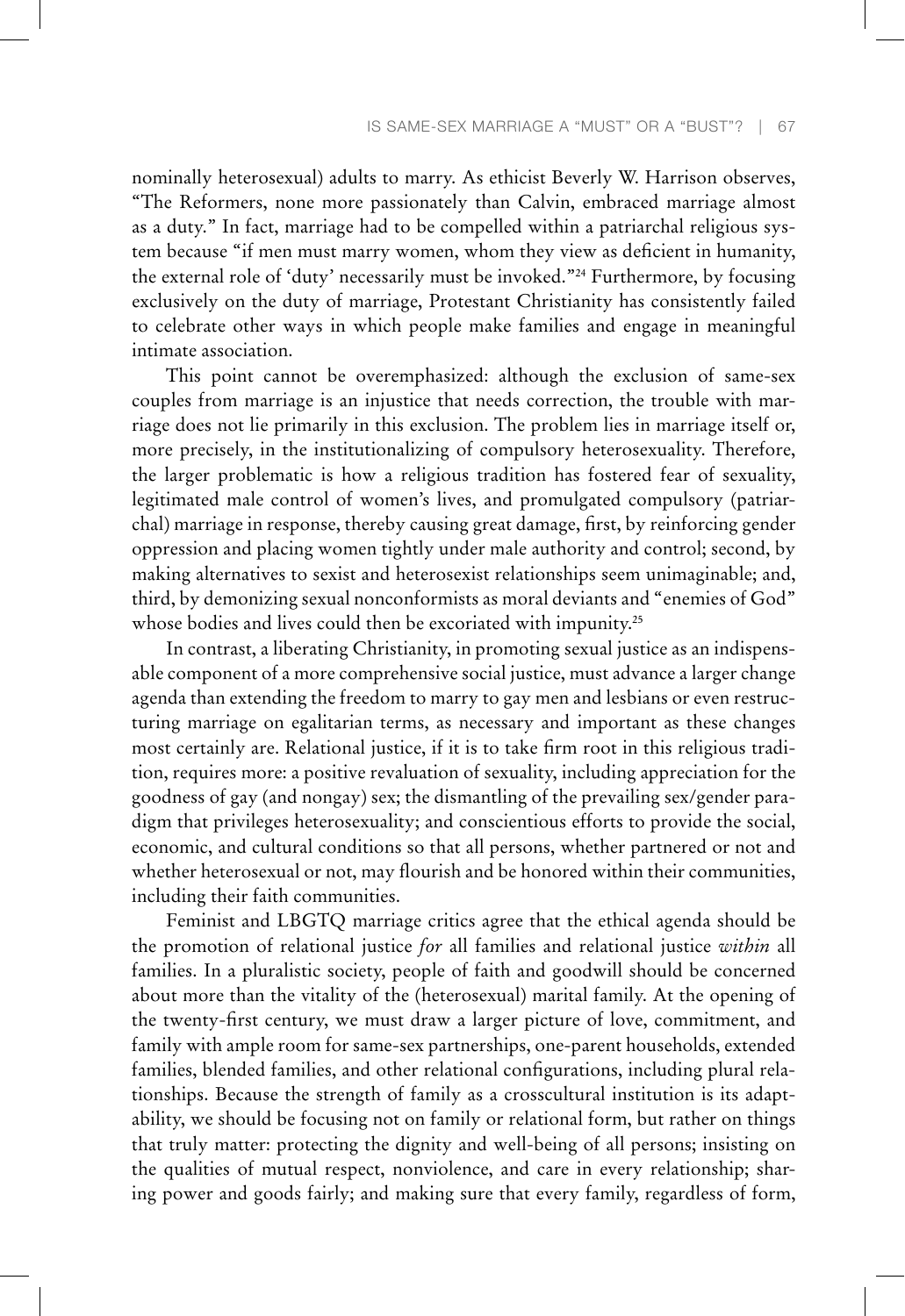nominally heterosexual) adults to marry. As ethicist Beverly W. Harrison observes, "The Reformers, none more passionately than Calvin, embraced marriage almost as a duty." In fact, marriage had to be compelled within a patriarchal religious system because "if men must marry women, whom they view as deficient in humanity, the external role of 'duty' necessarily must be invoked."[24] Furthermore, by focusing exclusively on the duty of marriage, Protestant Christianity has consistently failed to celebrate other ways in which people make families and engage in meaningful intimate association.

This point cannot be overemphasized: although the exclusion of same-sex couples from marriage is an injustice that needs correction, the trouble with marriage does not lie primarily in this exclusion. The problem lies in marriage itself or, more precisely, in the institutionalizing of compulsory heterosexuality. Therefore, the larger problematic is how a religious tradition has fostered fear of sexuality, legitimated male control of women's lives, and promulgated compulsory (patriarchal) marriage in response, thereby causing great damage, first, by reinforcing gender oppression and placing women tightly under male authority and control; second, by making alternatives to sexist and heterosexist relationships seem unimaginable; and, third, by demonizing sexual nonconformists as moral deviants and "enemies of God" whose bodies and lives could then be excoriated with impunity.[25]

In contrast, a liberating Christianity, in promoting sexual justice as an indispensable component of a more comprehensive social justice, must advance a larger change agenda than extending the freedom to marry to gay men and lesbians or even restructuring marriage on egalitarian terms, as necessary and important as these changes most certainly are. Relational justice, if it is to take firm root in this religious tradition, requires more: a positive revaluation of sexuality, including appreciation for the goodness of gay (and nongay) sex; the dismantling of the prevailing sex/gender paradigm that privileges heterosexuality; and conscientious efforts to provide the social, economic, and cultural conditions so that all persons, whether partnered or not and whether heterosexual or not, may flourish and be honored within their communities, including their faith communities.

Feminist and LBGTQ marriage critics agree that the ethical agenda should be the promotion of relational justice *for* all families and relational justice *within* all families. In a pluralistic society, people of faith and goodwill should be concerned about more than the vitality of the (heterosexual) marital family. At the opening of the twenty-first century, we must draw a larger picture of love, commitment, and family with ample room for same-sex partnerships, one-parent households, extended families, blended families, and other relational configurations, including plural relationships. Because the strength of family as a crosscultural institution is its adaptability, we should be focusing not on family or relational form, but rather on things that truly matter: protecting the dignity and well-being of all persons; insisting on the qualities of mutual respect, nonviolence, and care in every relationship; sharing power and goods fairly; and making sure that every family, regardless of form,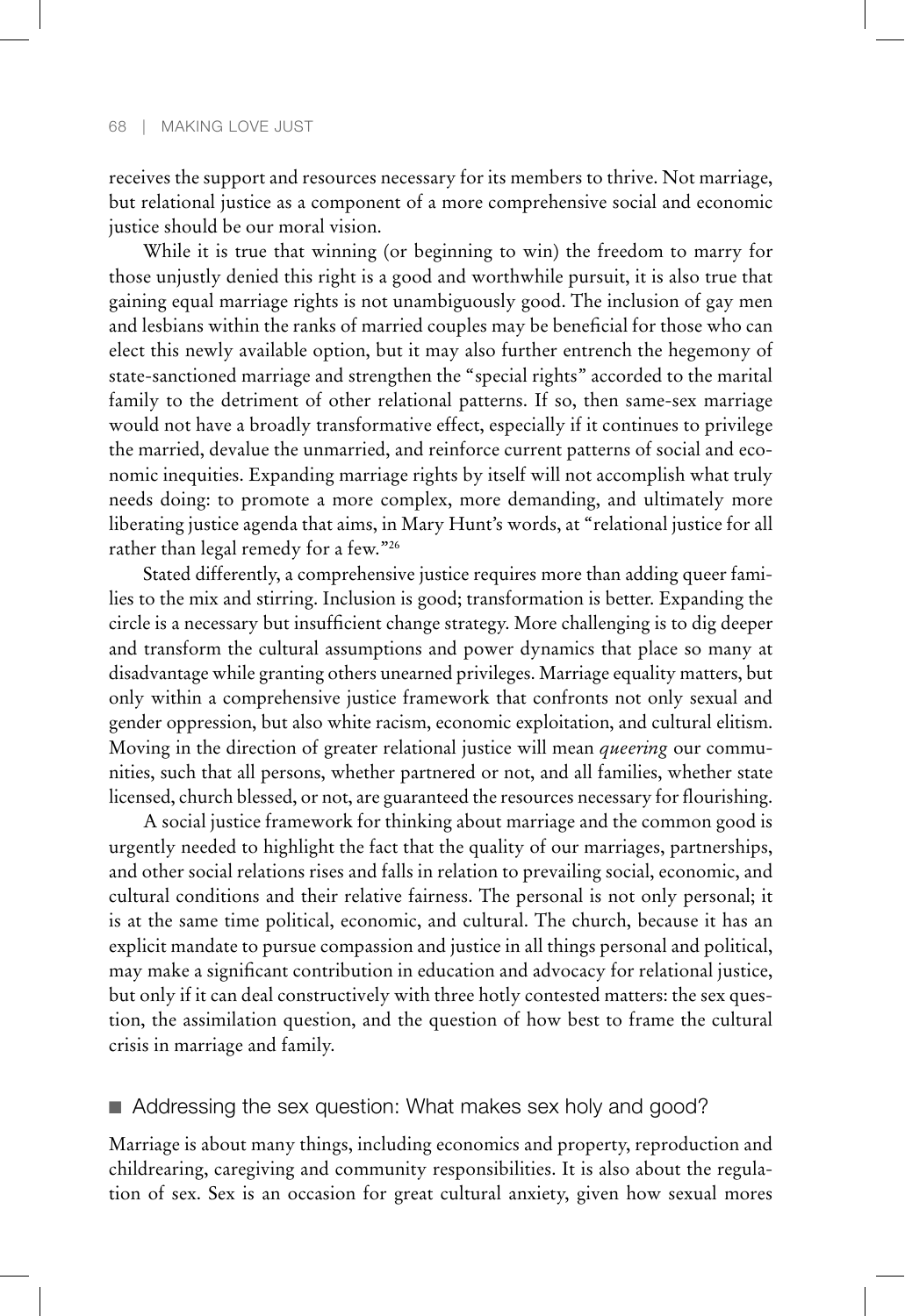receives the support and resources necessary for its members to thrive. Not marriage, but relational justice as a component of a more comprehensive social and economic justice should be our moral vision.

While it is true that winning (or beginning to win) the freedom to marry for those unjustly denied this right is a good and worthwhile pursuit, it is also true that gaining equal marriage rights is not unambiguously good. The inclusion of gay men and lesbians within the ranks of married couples may be beneficial for those who can elect this newly available option, but it may also further entrench the hegemony of state-sanctioned marriage and strengthen the "special rights" accorded to the marital family to the detriment of other relational patterns. If so, then same-sex marriage would not have a broadly transformative effect, especially if it continues to privilege the married, devalue the unmarried, and reinforce current patterns of social and economic inequities. Expanding marriage rights by itself will not accomplish what truly needs doing: to promote a more complex, more demanding, and ultimately more liberating justice agenda that aims, in Mary Hunt's words, at "relational justice for all rather than legal remedy for a few."[26]

Stated differently, a comprehensive justice requires more than adding queer families to the mix and stirring. Inclusion is good; transformation is better. Expanding the circle is a necessary but insufficient change strategy. More challenging is to dig deeper and transform the cultural assumptions and power dynamics that place so many at disadvantage while granting others unearned privileges. Marriage equality matters, but only within a comprehensive justice framework that confronts not only sexual and gender oppression, but also white racism, economic exploitation, and cultural elitism. Moving in the direction of greater relational justice will mean *queering* our communities, such that all persons, whether partnered or not, and all families, whether state licensed, church blessed, or not, are guaranteed the resources necessary for flourishing.

A social justice framework for thinking about marriage and the common good is urgently needed to highlight the fact that the quality of our marriages, partnerships, and other social relations rises and falls in relation to prevailing social, economic, and cultural conditions and their relative fairness. The personal is not only personal; it is at the same time political, economic, and cultural. The church, because it has an explicit mandate to pursue compassion and justice in all things personal and political, may make a significant contribution in education and advocacy for relational justice, but only if it can deal constructively with three hotly contested matters: the sex question, the assimilation question, and the question of how best to frame the cultural crisis in marriage and family.

## Addressing the sex question: What makes sex holy and good?

Marriage is about many things, including economics and property, reproduction and childrearing, caregiving and community responsibilities. It is also about the regulation of sex. Sex is an occasion for great cultural anxiety, given how sexual mores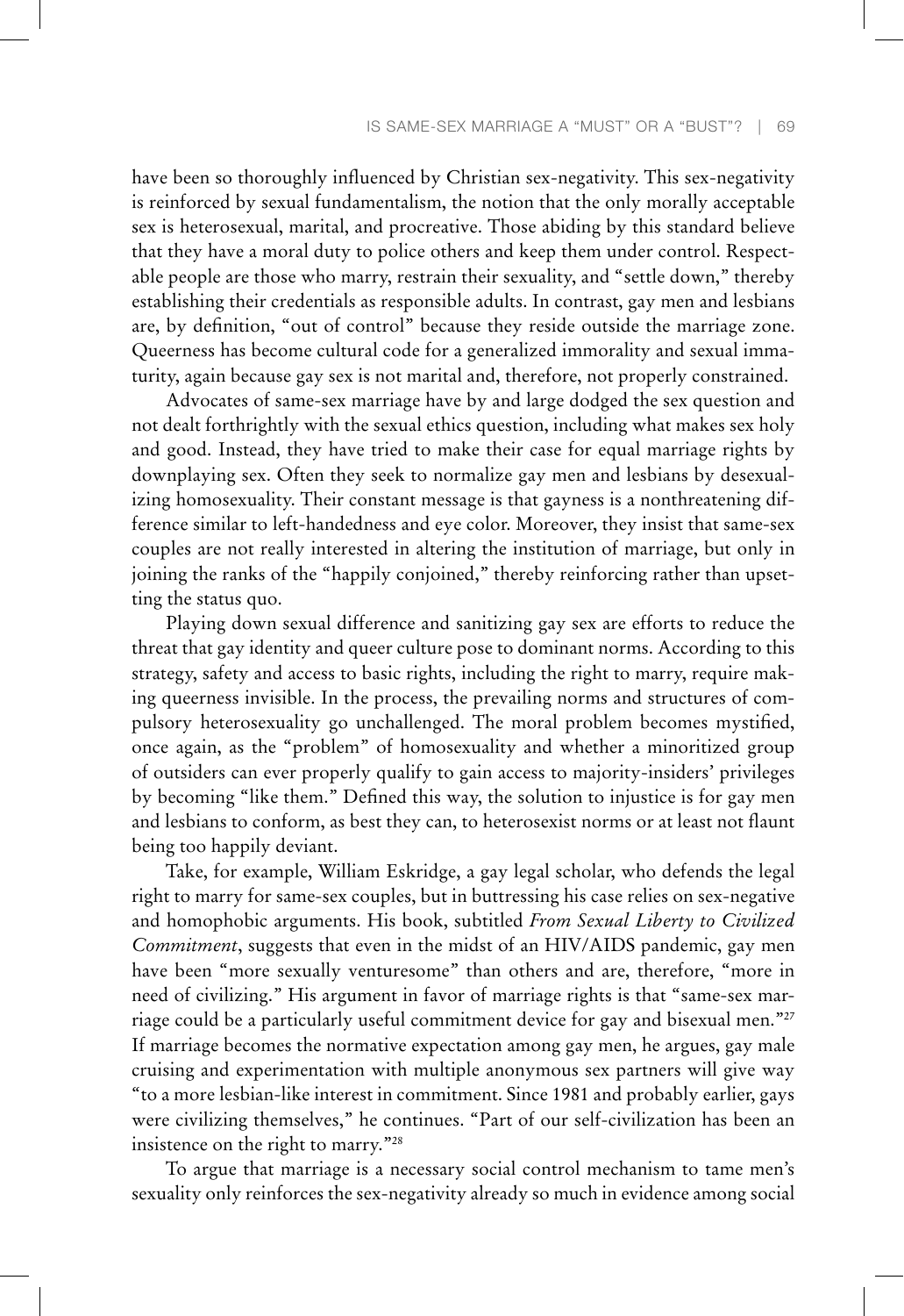have been so thoroughly influenced by Christian sex-negativity. This sex-negativity is reinforced by sexual fundamentalism, the notion that the only morally acceptable sex is heterosexual, marital, and procreative. Those abiding by this standard believe that they have a moral duty to police others and keep them under control. Respectable people are those who marry, restrain their sexuality, and "settle down," thereby establishing their credentials as responsible adults. In contrast, gay men and lesbians are, by definition, "out of control" because they reside outside the marriage zone. Queerness has become cultural code for a generalized immorality and sexual immaturity, again because gay sex is not marital and, therefore, not properly constrained.

Advocates of same-sex marriage have by and large dodged the sex question and not dealt forthrightly with the sexual ethics question, including what makes sex holy and good. Instead, they have tried to make their case for equal marriage rights by downplaying sex. Often they seek to normalize gay men and lesbians by desexualizing homosexuality. Their constant message is that gayness is a nonthreatening difference similar to left-handedness and eye color. Moreover, they insist that same-sex couples are not really interested in altering the institution of marriage, but only in joining the ranks of the "happily conjoined," thereby reinforcing rather than upsetting the status quo.

Playing down sexual difference and sanitizing gay sex are efforts to reduce the threat that gay identity and queer culture pose to dominant norms. According to this strategy, safety and access to basic rights, including the right to marry, require making queerness invisible. In the process, the prevailing norms and structures of compulsory heterosexuality go unchallenged. The moral problem becomes mystified, once again, as the "problem" of homosexuality and whether a minoritized group of outsiders can ever properly qualify to gain access to majority-insiders' privileges by becoming "like them." Defined this way, the solution to injustice is for gay men and lesbians to conform, as best they can, to heterosexist norms or at least not flaunt being too happily deviant.

Take, for example, William Eskridge, a gay legal scholar, who defends the legal right to marry for same-sex couples, but in buttressing his case relies on sex-negative and homophobic arguments. His book, subtitled *From Sexual Liberty to Civilized Commitment*, suggests that even in the midst of an HIV/AIDS pandemic, gay men have been "more sexually venturesome" than others and are, therefore, "more in need of civilizing." His argument in favor of marriage rights is that "same-sex marriage could be a particularly useful commitment device for gay and bisexual men."[27] If marriage becomes the normative expectation among gay men, he argues, gay male cruising and experimentation with multiple anonymous sex partners will give way "to a more lesbian-like interest in commitment. Since 1981 and probably earlier, gays were civilizing themselves," he continues. "Part of our self-civilization has been an insistence on the right to marry."[28]

To argue that marriage is a necessary social control mechanism to tame men's sexuality only reinforces the sex-negativity already so much in evidence among social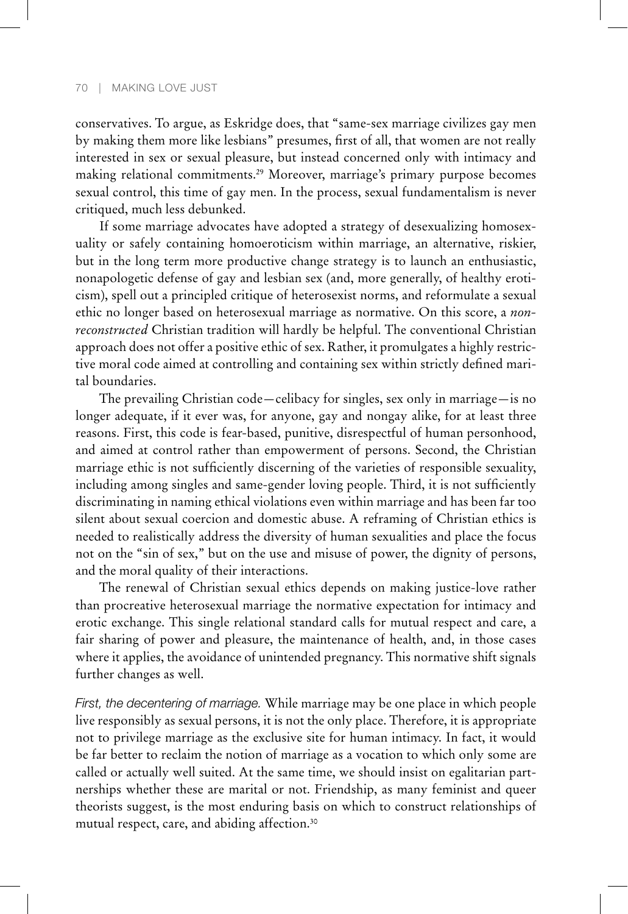conservatives. To argue, as Eskridge does, that "same-sex marriage civilizes gay men by making them more like lesbians" presumes, first of all, that women are not really interested in sex or sexual pleasure, but instead concerned only with intimacy and making relational commitments.[29] Moreover, marriage's primary purpose becomes sexual control, this time of gay men. In the process, sexual fundamentalism is never critiqued, much less debunked.

If some marriage advocates have adopted a strategy of desexualizing homosexuality or safely containing homoeroticism within marriage, an alternative, riskier, but in the long term more productive change strategy is to launch an enthusiastic, nonapologetic defense of gay and lesbian sex (and, more generally, of healthy eroticism), spell out a principled critique of heterosexist norms, and reformulate a sexual ethic no longer based on heterosexual marriage as normative. On this score, a *nonreconstructed* Christian tradition will hardly be helpful. The conventional Christian approach does not offer a positive ethic of sex. Rather, it promulgates a highly restrictive moral code aimed at controlling and containing sex within strictly defined marital boundaries.

The prevailing Christian code—celibacy for singles, sex only in marriage—is no longer adequate, if it ever was, for anyone, gay and nongay alike, for at least three reasons. First, this code is fear-based, punitive, disrespectful of human personhood, and aimed at control rather than empowerment of persons. Second, the Christian marriage ethic is not sufficiently discerning of the varieties of responsible sexuality, including among singles and same-gender loving people. Third, it is not sufficiently discriminating in naming ethical violations even within marriage and has been far too silent about sexual coercion and domestic abuse. A reframing of Christian ethics is needed to realistically address the diversity of human sexualities and place the focus not on the "sin of sex," but on the use and misuse of power, the dignity of persons, and the moral quality of their interactions.

The renewal of Christian sexual ethics depends on making justice-love rather than procreative heterosexual marriage the normative expectation for intimacy and erotic exchange. This single relational standard calls for mutual respect and care, a fair sharing of power and pleasure, the maintenance of health, and, in those cases where it applies, the avoidance of unintended pregnancy. This normative shift signals further changes as well.

*First, the decentering of marriage.* While marriage may be one place in which people live responsibly as sexual persons, it is not the only place. Therefore, it is appropriate not to privilege marriage as the exclusive site for human intimacy. In fact, it would be far better to reclaim the notion of marriage as a vocation to which only some are called or actually well suited. At the same time, we should insist on egalitarian partnerships whether these are marital or not. Friendship, as many feminist and queer theorists suggest, is the most enduring basis on which to construct relationships of mutual respect, care, and abiding affection.[30]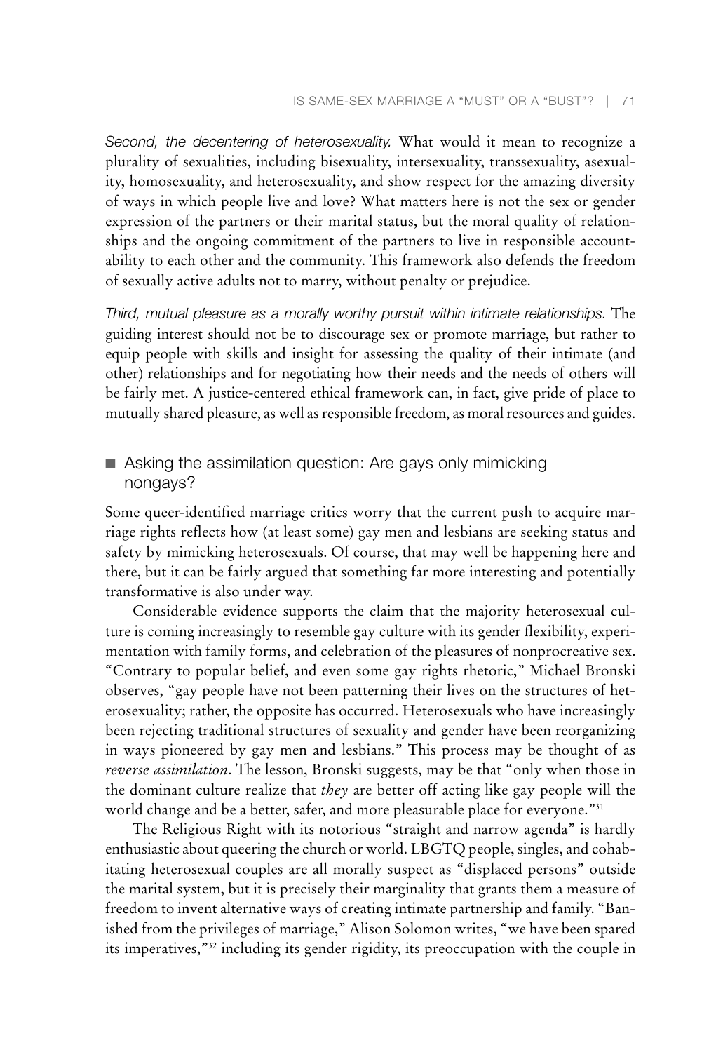*Second, the decentering of heterosexuality.* What would it mean to recognize a plurality of sexualities, including bisexuality, intersexuality, transsexuality, asexuality, homosexuality, and heterosexuality, and show respect for the amazing diversity of ways in which people live and love? What matters here is not the sex or gender expression of the partners or their marital status, but the moral quality of relationships and the ongoing commitment of the partners to live in responsible accountability to each other and the community. This framework also defends the freedom of sexually active adults not to marry, without penalty or prejudice.

*Third, mutual pleasure as a morally worthy pursuit within intimate relationships.* The guiding interest should not be to discourage sex or promote marriage, but rather to equip people with skills and insight for assessing the quality of their intimate (and other) relationships and for negotiating how their needs and the needs of others will be fairly met. A justice-centered ethical framework can, in fact, give pride of place to mutually shared pleasure, as well as responsible freedom, as moral resources and guides.

## Asking the assimilation question: Are gays only mimicking nongays?

Some queer-identified marriage critics worry that the current push to acquire marriage rights reflects how (at least some) gay men and lesbians are seeking status and safety by mimicking heterosexuals. Of course, that may well be happening here and there, but it can be fairly argued that something far more interesting and potentially transformative is also under way.

Considerable evidence supports the claim that the majority heterosexual culture is coming increasingly to resemble gay culture with its gender flexibility, experimentation with family forms, and celebration of the pleasures of nonprocreative sex. "Contrary to popular belief, and even some gay rights rhetoric," Michael Bronski observes, "gay people have not been patterning their lives on the structures of heterosexuality; rather, the opposite has occurred. Heterosexuals who have increasingly been rejecting traditional structures of sexuality and gender have been reorganizing in ways pioneered by gay men and lesbians." This process may be thought of as *reverse assimilation*. The lesson, Bronski suggests, may be that "only when those in the dominant culture realize that *they* are better off acting like gay people will the world change and be a better, safer, and more pleasurable place for everyone."[31]

The Religious Right with its notorious "straight and narrow agenda" is hardly enthusiastic about queering the church or world. LBGTQ people, singles, and cohabitating heterosexual couples are all morally suspect as "displaced persons" outside the marital system, but it is precisely their marginality that grants them a measure of freedom to invent alternative ways of creating intimate partnership and family. "Banished from the privileges of marriage," Alison Solomon writes, "we have been spared its imperatives,"[32] including its gender rigidity, its preoccupation with the couple in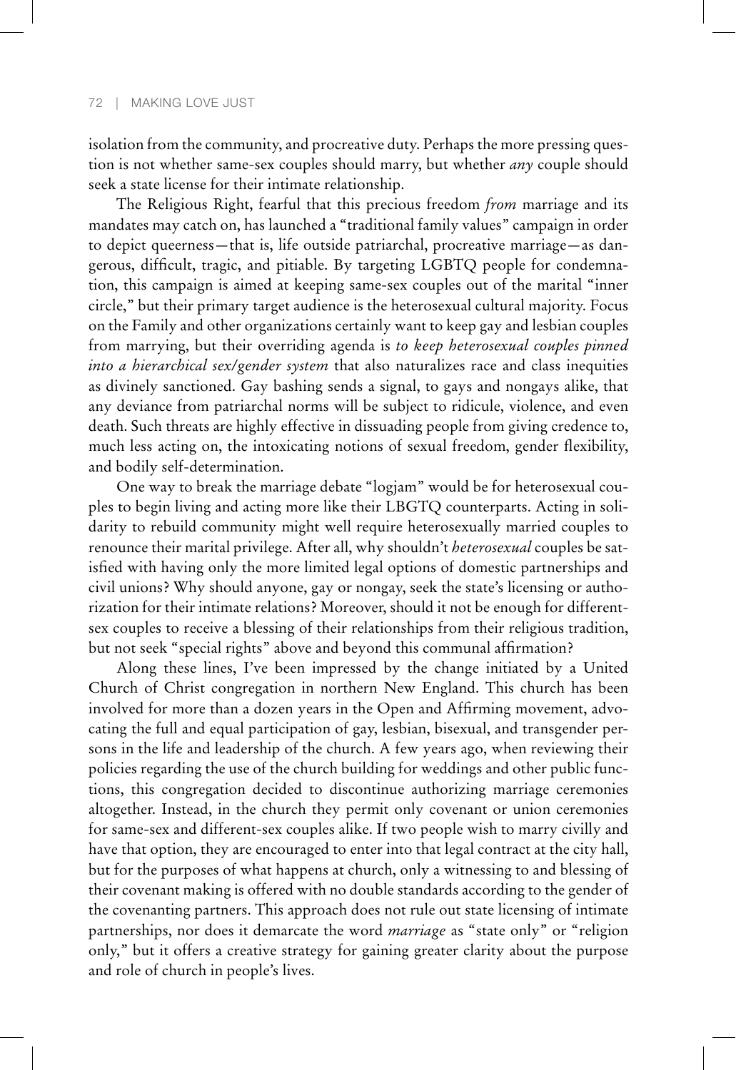isolation from the community, and procreative duty. Perhaps the more pressing question is not whether same-sex couples should marry, but whether *any* couple should seek a state license for their intimate relationship.

The Religious Right, fearful that this precious freedom *from* marriage and its mandates may catch on, has launched a "traditional family values" campaign in order to depict queerness—that is, life outside patriarchal, procreative marriage—as dangerous, difficult, tragic, and pitiable. By targeting LGBTQ people for condemnation, this campaign is aimed at keeping same-sex couples out of the marital "inner circle," but their primary target audience is the heterosexual cultural majority. Focus on the Family and other organizations certainly want to keep gay and lesbian couples from marrying, but their overriding agenda is *to keep heterosexual couples pinned into a hierarchical sex/gender system* that also naturalizes race and class inequities as divinely sanctioned. Gay bashing sends a signal, to gays and nongays alike, that any deviance from patriarchal norms will be subject to ridicule, violence, and even death. Such threats are highly effective in dissuading people from giving credence to, much less acting on, the intoxicating notions of sexual freedom, gender flexibility, and bodily self-determination.

One way to break the marriage debate "logjam" would be for heterosexual couples to begin living and acting more like their LBGTQ counterparts. Acting in solidarity to rebuild community might well require heterosexually married couples to renounce their marital privilege. After all, why shouldn't *heterosexual* couples be satisfied with having only the more limited legal options of domestic partnerships and civil unions? Why should anyone, gay or nongay, seek the state's licensing or authorization for their intimate relations? Moreover, should it not be enough for different-sex couples to receive a blessing of their relationships from their religious tradition, but not seek "special rights" above and beyond this communal affirmation?

Along these lines, I've been impressed by the change initiated by a United Church of Christ congregation in northern New England. This church has been involved for more than a dozen years in the Open and Affirming movement, advocating the full and equal participation of gay, lesbian, bisexual, and transgender persons in the life and leadership of the church. A few years ago, when reviewing their policies regarding the use of the church building for weddings and other public functions, this congregation decided to discontinue authorizing marriage ceremonies altogether. Instead, in the church they permit only covenant or union ceremonies for same-sex and different-sex couples alike. If two people wish to marry civilly and have that option, they are encouraged to enter into that legal contract at the city hall, but for the purposes of what happens at church, only a witnessing to and blessing of their covenant making is offered with no double standards according to the gender of the covenanting partners. This approach does not rule out state licensing of intimate partnerships, nor does it demarcate the word *marriage* as "state only" or "religion only," but it offers a creative strategy for gaining greater clarity about the purpose and role of church in people's lives.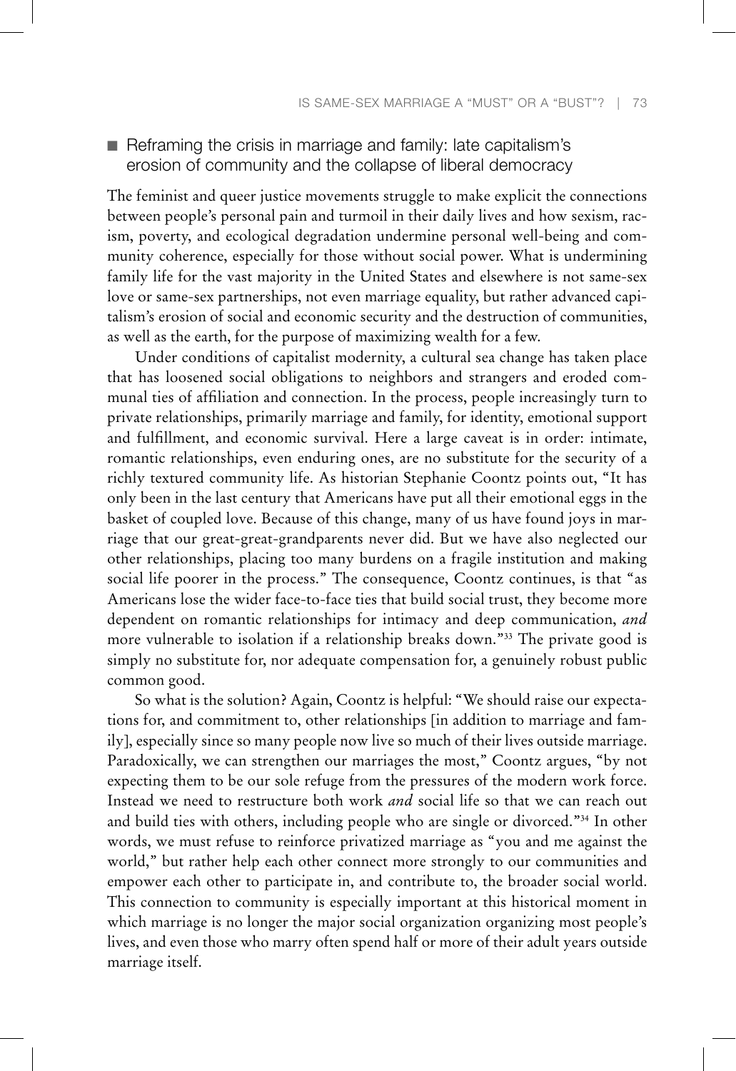## ■ Reframing the crisis in marriage and family: late capitalism's erosion of community and the collapse of liberal democracy

The feminist and queer justice movements struggle to make explicit the connections between people's personal pain and turmoil in their daily lives and how sexism, racism, poverty, and ecological degradation undermine personal well-being and community coherence, especially for those without social power. What is undermining family life for the vast majority in the United States and elsewhere is not same-sex love or same-sex partnerships, not even marriage equality, but rather advanced capitalism's erosion of social and economic security and the destruction of communities, as well as the earth, for the purpose of maximizing wealth for a few.

Under conditions of capitalist modernity, a cultural sea change has taken place that has loosened social obligations to neighbors and strangers and eroded communal ties of affiliation and connection. In the process, people increasingly turn to private relationships, primarily marriage and family, for identity, emotional support and fulfillment, and economic survival. Here a large caveat is in order: intimate, romantic relationships, even enduring ones, are no substitute for the security of a richly textured community life. As historian Stephanie Coontz points out, "It has only been in the last century that Americans have put all their emotional eggs in the basket of coupled love. Because of this change, many of us have found joys in marriage that our great-great-grandparents never did. But we have also neglected our other relationships, placing too many burdens on a fragile institution and making social life poorer in the process." The consequence, Coontz continues, is that "as Americans lose the wider face-to-face ties that build social trust, they become more dependent on romantic relationships for intimacy and deep communication, *and* more vulnerable to isolation if a relationship breaks down."[33] The private good is simply no substitute for, nor adequate compensation for, a genuinely robust public common good.

So what is the solution? Again, Coontz is helpful: "We should raise our expectations for, and commitment to, other relationships [in addition to marriage and family], especially since so many people now live so much of their lives outside marriage. Paradoxically, we can strengthen our marriages the most," Coontz argues, "by not expecting them to be our sole refuge from the pressures of the modern work force. Instead we need to restructure both work *and* social life so that we can reach out and build ties with others, including people who are single or divorced."[34] In other words, we must refuse to reinforce privatized marriage as "you and me against the world," but rather help each other connect more strongly to our communities and empower each other to participate in, and contribute to, the broader social world. This connection to community is especially important at this historical moment in which marriage is no longer the major social organization organizing most people's lives, and even those who marry often spend half or more of their adult years outside marriage itself.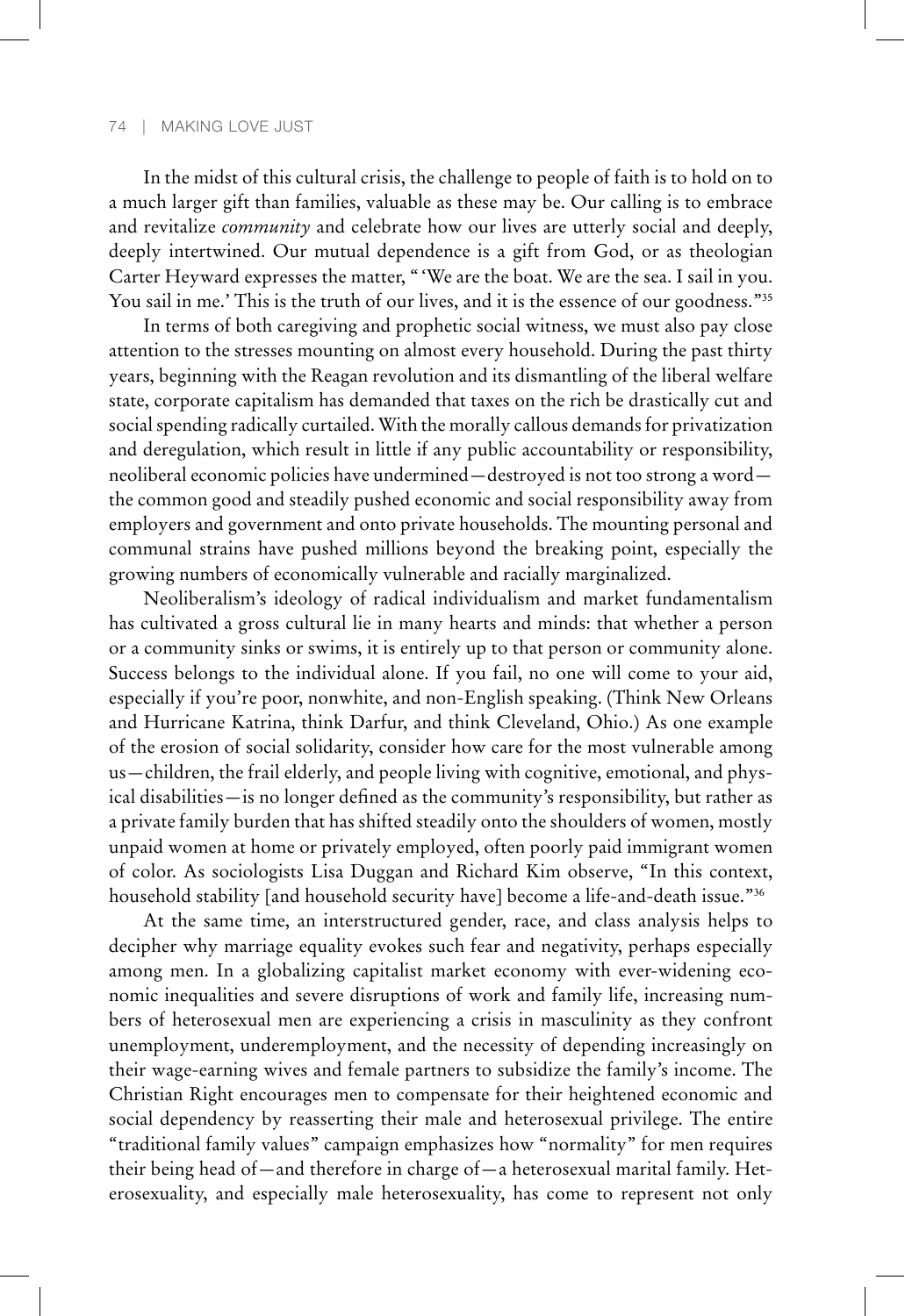In the midst of this cultural crisis, the challenge to people of faith is to hold on to a much larger gift than families, valuable as these may be. Our calling is to embrace and revitalize *community* and celebrate how our lives are utterly social and deeply, deeply intertwined. Our mutual dependence is a gift from God, or as theologian Carter Heyward expresses the matter, " 'We are the boat. We are the sea. I sail in you. You sail in me.' This is the truth of our lives, and it is the essence of our goodness."[35]

In terms of both caregiving and prophetic social witness, we must also pay close attention to the stresses mounting on almost every household. During the past thirty years, beginning with the Reagan revolution and its dismantling of the liberal welfare state, corporate capitalism has demanded that taxes on the rich be drastically cut and social spending radically curtailed. With the morally callous demands for privatization and deregulation, which result in little if any public accountability or responsibility, neoliberal economic policies have undermined—destroyed is not too strong a word—the common good and steadily pushed economic and social responsibility away from employers and government and onto private households. The mounting personal and communal strains have pushed millions beyond the breaking point, especially the growing numbers of economically vulnerable and racially marginalized.

Neoliberalism's ideology of radical individualism and market fundamentalism has cultivated a gross cultural lie in many hearts and minds: that whether a person or a community sinks or swims, it is entirely up to that person or community alone. Success belongs to the individual alone. If you fail, no one will come to your aid, especially if you're poor, nonwhite, and non-English speaking. (Think New Orleans and Hurricane Katrina, think Darfur, and think Cleveland, Ohio.) As one example of the erosion of social solidarity, consider how care for the most vulnerable among us—children, the frail elderly, and people living with cognitive, emotional, and physical disabilities—is no longer defined as the community's responsibility, but rather as a private family burden that has shifted steadily onto the shoulders of women, mostly unpaid women at home or privately employed, often poorly paid immigrant women of color. As sociologists Lisa Duggan and Richard Kim observe, "In this context, household stability [and household security have] become a life-and-death issue."[36]

At the same time, an interstructured gender, race, and class analysis helps to decipher why marriage equality evokes such fear and negativity, perhaps especially among men. In a globalizing capitalist market economy with ever-widening economic inequalities and severe disruptions of work and family life, increasing numbers of heterosexual men are experiencing a crisis in masculinity as they confront unemployment, underemployment, and the necessity of depending increasingly on their wage-earning wives and female partners to subsidize the family's income. The Christian Right encourages men to compensate for their heightened economic and social dependency by reasserting their male and heterosexual privilege. The entire "traditional family values" campaign emphasizes how "normality" for men requires their being head of—and therefore in charge of—a heterosexual marital family. Heterosexuality, and especially male heterosexuality, has come to represent not only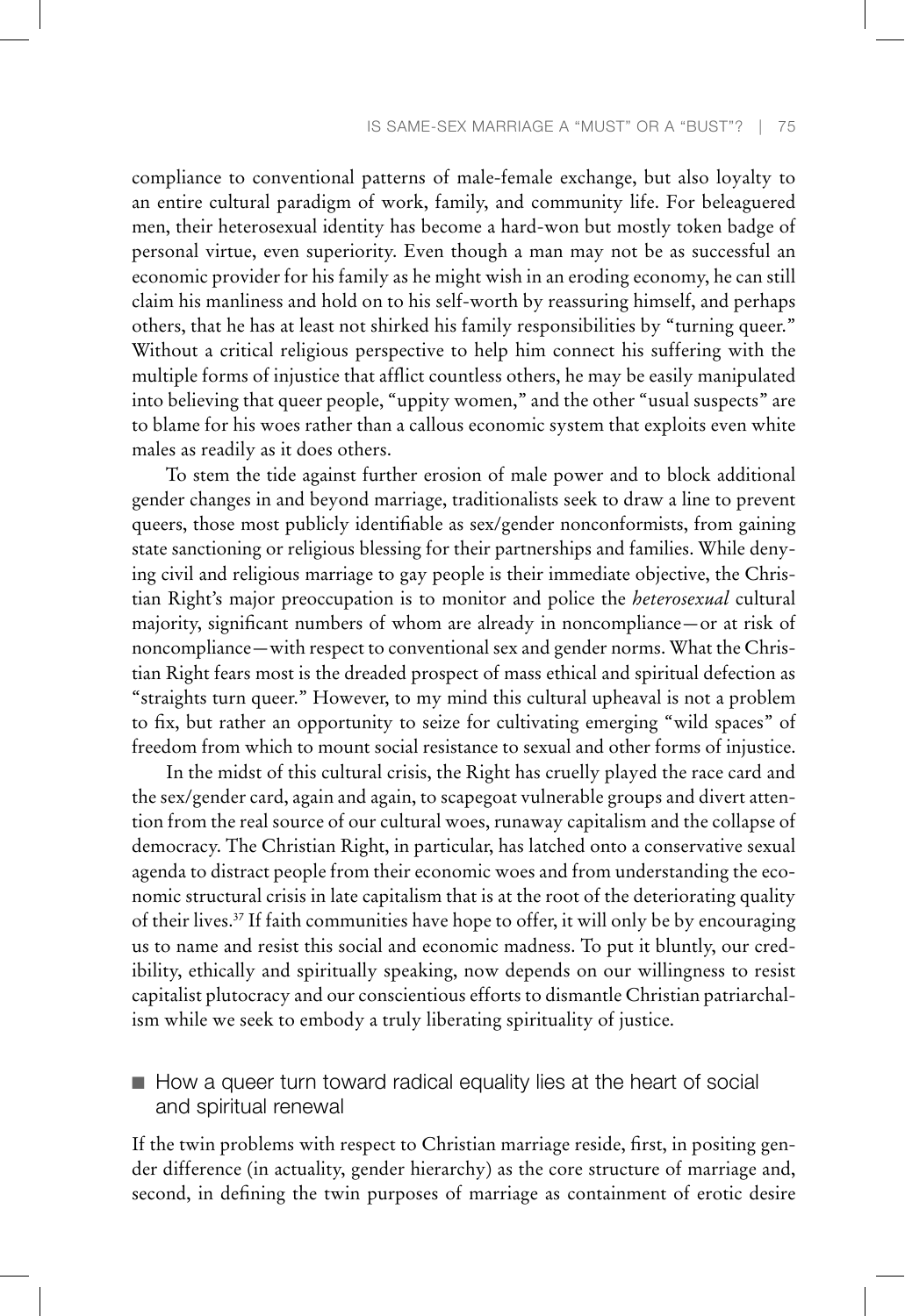compliance to conventional patterns of male-female exchange, but also loyalty to an entire cultural paradigm of work, family, and community life. For beleaguered men, their heterosexual identity has become a hard-won but mostly token badge of personal virtue, even superiority. Even though a man may not be as successful an economic provider for his family as he might wish in an eroding economy, he can still claim his manliness and hold on to his self-worth by reassuring himself, and perhaps others, that he has at least not shirked his family responsibilities by "turning queer." Without a critical religious perspective to help him connect his suffering with the multiple forms of injustice that afflict countless others, he may be easily manipulated into believing that queer people, "uppity women," and the other "usual suspects" are to blame for his woes rather than a callous economic system that exploits even white males as readily as it does others.

To stem the tide against further erosion of male power and to block additional gender changes in and beyond marriage, traditionalists seek to draw a line to prevent queers, those most publicly identifiable as sex/gender nonconformists, from gaining state sanctioning or religious blessing for their partnerships and families. While denying civil and religious marriage to gay people is their immediate objective, the Christian Right's major preoccupation is to monitor and police the *heterosexual* cultural majority, significant numbers of whom are already in noncompliance—or at risk of noncompliance—with respect to conventional sex and gender norms. What the Christian Right fears most is the dreaded prospect of mass ethical and spiritual defection as "straights turn queer." However, to my mind this cultural upheaval is not a problem to fix, but rather an opportunity to seize for cultivating emerging "wild spaces" of freedom from which to mount social resistance to sexual and other forms of injustice.

In the midst of this cultural crisis, the Right has cruelly played the race card and the sex/gender card, again and again, to scapegoat vulnerable groups and divert attention from the real source of our cultural woes, runaway capitalism and the collapse of democracy. The Christian Right, in particular, has latched onto a conservative sexual agenda to distract people from their economic woes and from understanding the economic structural crisis in late capitalism that is at the root of the deteriorating quality of their lives.[37] If faith communities have hope to offer, it will only be by encouraging us to name and resist this social and economic madness. To put it bluntly, our credibility, ethically and spiritually speaking, now depends on our willingness to resist capitalist plutocracy and our conscientious efforts to dismantle Christian patriarchalism while we seek to embody a truly liberating spirituality of justice.

## How a queer turn toward radical equality lies at the heart of social and spiritual renewal

If the twin problems with respect to Christian marriage reside, first, in positing gender difference (in actuality, gender hierarchy) as the core structure of marriage and, second, in defining the twin purposes of marriage as containment of erotic desire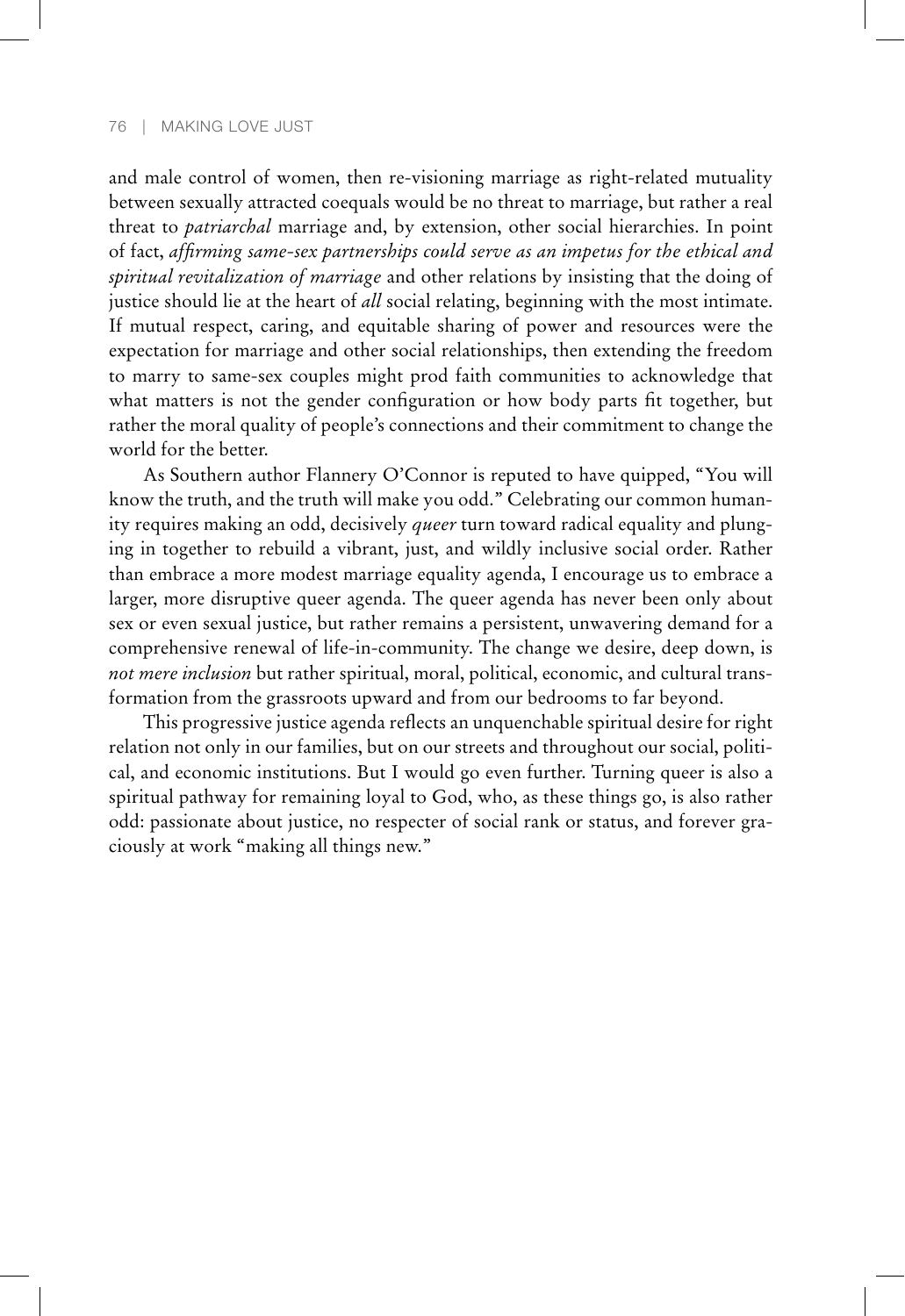and male control of women, then re-visioning marriage as right-related mutuality between sexually attracted coequals would be no threat to marriage, but rather a real threat to *patriarchal* marriage and, by extension, other social hierarchies. In point of fact, *affirming same-sex partnerships could serve as an impetus for the ethical and spiritual revitalization of marriage* and other relations by insisting that the doing of justice should lie at the heart of *all* social relating, beginning with the most intimate. If mutual respect, caring, and equitable sharing of power and resources were the expectation for marriage and other social relationships, then extending the freedom to marry to same-sex couples might prod faith communities to acknowledge that what matters is not the gender configuration or how body parts fit together, but rather the moral quality of people's connections and their commitment to change the world for the better.

As Southern author Flannery O'Connor is reputed to have quipped, "You will know the truth, and the truth will make you odd." Celebrating our common humanity requires making an odd, decisively *queer* turn toward radical equality and plunging in together to rebuild a vibrant, just, and wildly inclusive social order. Rather than embrace a more modest marriage equality agenda, I encourage us to embrace a larger, more disruptive queer agenda. The queer agenda has never been only about sex or even sexual justice, but rather remains a persistent, unwavering demand for a comprehensive renewal of life-in-community. The change we desire, deep down, is *not mere inclusion* but rather spiritual, moral, political, economic, and cultural transformation from the grassroots upward and from our bedrooms to far beyond.

This progressive justice agenda reflects an unquenchable spiritual desire for right relation not only in our families, but on our streets and throughout our social, political, and economic institutions. But I would go even further. Turning queer is also a spiritual pathway for remaining loyal to God, who, as these things go, is also rather odd: passionate about justice, no respecter of social rank or status, and forever graciously at work "making all things new."